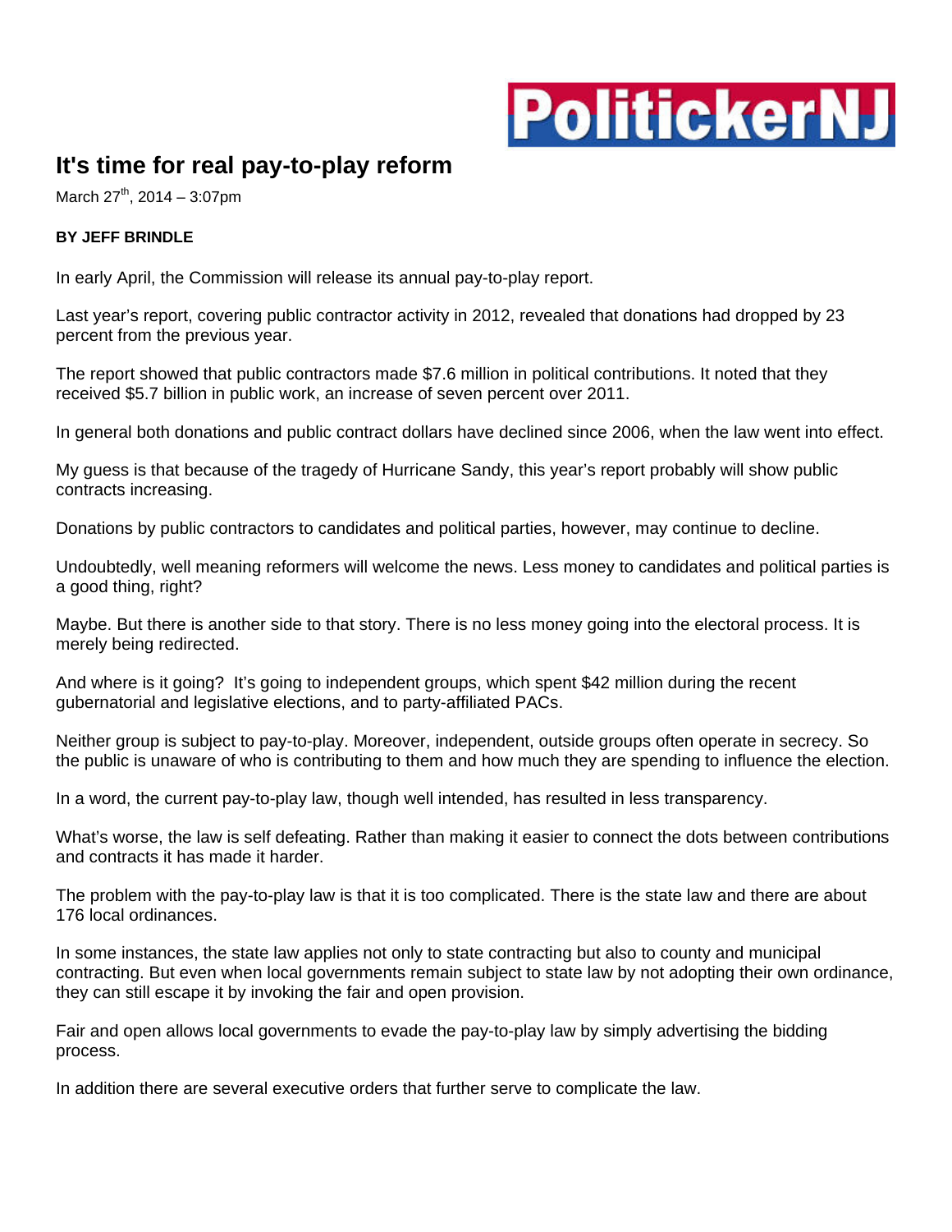PolitickerNJ

# It's time for real pay-to-play reform

March 27th, 2014 – 3:07pm

**BY JEFF BRINDLE**

In early April, the Commission will release its annual pay-to-play report.

Last year's report, covering public contractor activity in 2012, revealed that donations had dropped by 23 percent from the previous year.

The report showed that public contractors made $7.6 million in political contributions. It noted that they received $5.7 billion in public work, an increase of seven percent over 2011.

In general both donations and public contract dollars have declined since 2006, when the law went into effect.

My guess is that because of the tragedy of Hurricane Sandy, this year's report probably will show public contracts increasing.

Donations by public contractors to candidates and political parties, however, may continue to decline.

Undoubtedly, well meaning reformers will welcome the news. Less money to candidates and political parties is a good thing, right?

Maybe. But there is another side to that story. There is no less money going into the electoral process. It is merely being redirected.

And where is it going? It's going to independent groups, which spent $42 million during the recent gubernatorial and legislative elections, and to party-affiliated PACs.

Neither group is subject to pay-to-play. Moreover, independent, outside groups often operate in secrecy. So the public is unaware of who is contributing to them and how much they are spending to influence the election.

In a word, the current pay-to-play law, though well intended, has resulted in less transparency.

What's worse, the law is self defeating. Rather than making it easier to connect the dots between contributions and contracts it has made it harder.

The problem with the pay-to-play law is that it is too complicated. There is the state law and there are about 176 local ordinances.

In some instances, the state law applies not only to state contracting but also to county and municipal contracting. But even when local governments remain subject to state law by not adopting their own ordinance, they can still escape it by invoking the fair and open provision.

Fair and open allows local governments to evade the pay-to-play law by simply advertising the bidding process.

In addition there are several executive orders that further serve to complicate the law.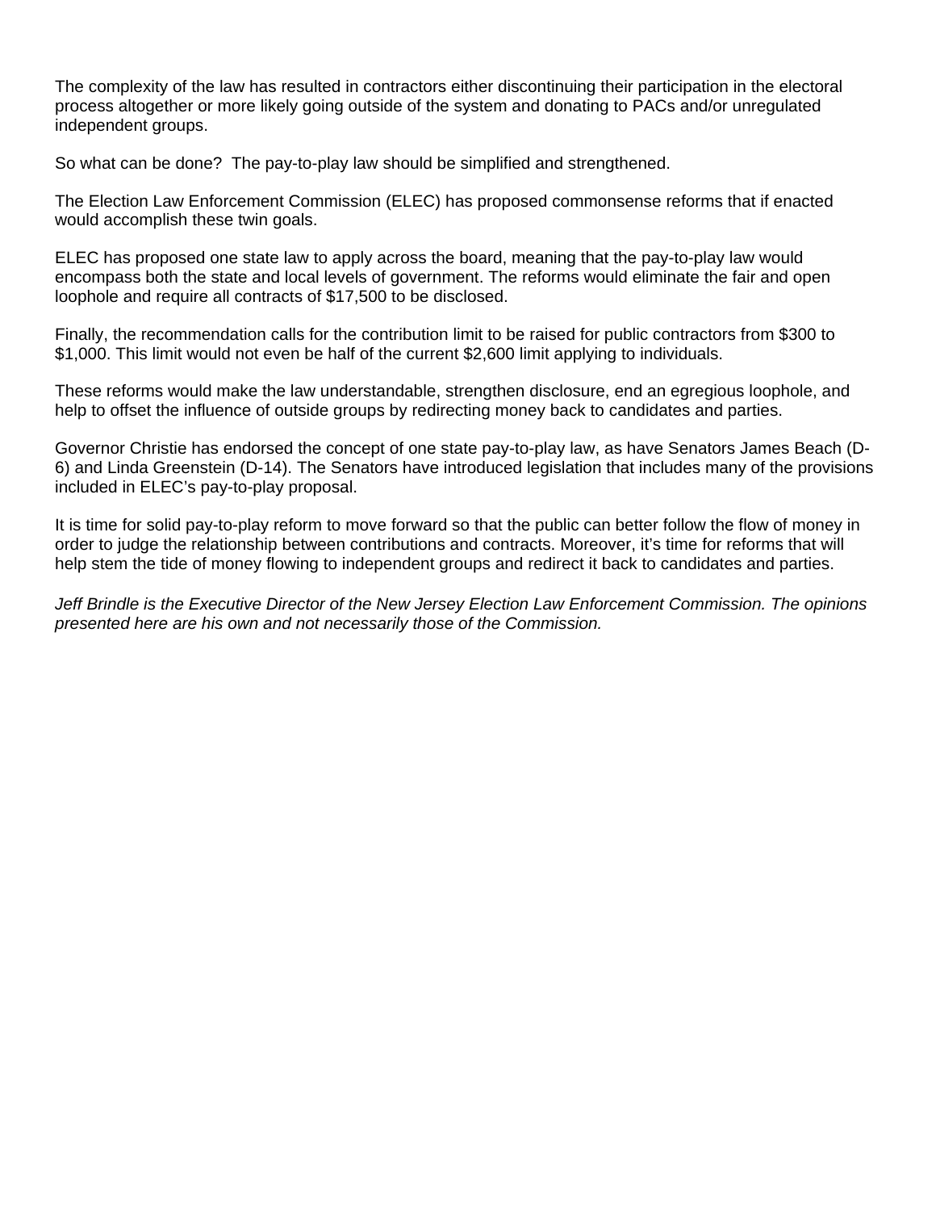The complexity of the law has resulted in contractors either discontinuing their participation in the electoral process altogether or more likely going outside of the system and donating to PACs and/or unregulated independent groups.

So what can be done? The pay-to-play law should be simplified and strengthened.

The Election Law Enforcement Commission (ELEC) has proposed commonsense reforms that if enacted would accomplish these twin goals.

ELEC has proposed one state law to apply across the board, meaning that the pay-to-play law would encompass both the state and local levels of government. The reforms would eliminate the fair and open loophole and require all contracts of $17,500 to be disclosed.

Finally, the recommendation calls for the contribution limit to be raised for public contractors from $300 to $1,000. This limit would not even be half of the current $2,600 limit applying to individuals.

These reforms would make the law understandable, strengthen disclosure, end an egregious loophole, and help to offset the influence of outside groups by redirecting money back to candidates and parties.

Governor Christie has endorsed the concept of one state pay-to-play law, as have Senators James Beach (D-6) and Linda Greenstein (D-14). The Senators have introduced legislation that includes many of the provisions included in ELEC's pay-to-play proposal.

It is time for solid pay-to-play reform to move forward so that the public can better follow the flow of money in order to judge the relationship between contributions and contracts. Moreover, it's time for reforms that will help stem the tide of money flowing to independent groups and redirect it back to candidates and parties.

*Jeff Brindle is the Executive Director of the New Jersey Election Law Enforcement Commission. The opinions presented here are his own and not necessarily those of the Commission.*